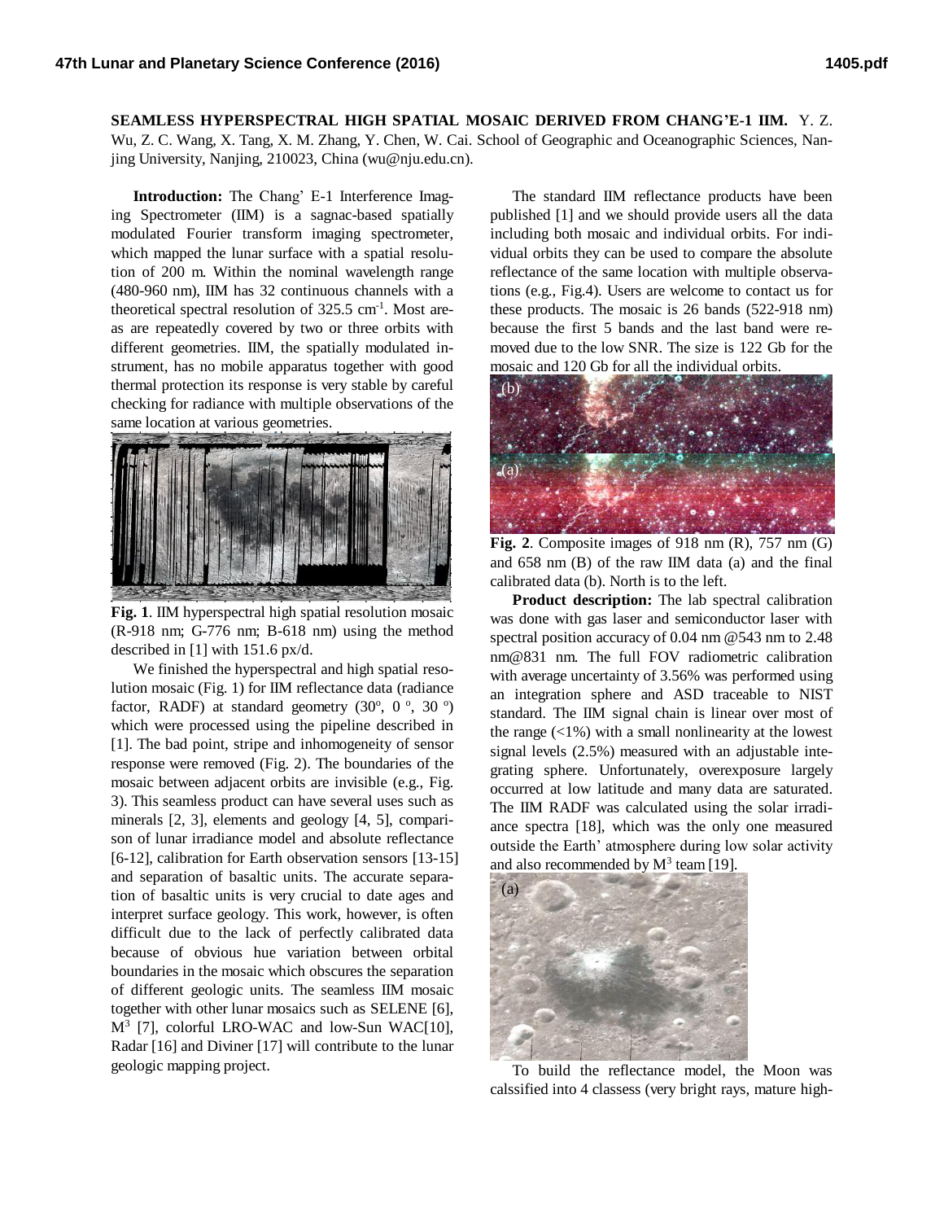**SEAMLESS HYPERSPECTRAL HIGH SPATIAL MOSAIC DERIVED FROM CHANG'E-1 IIM.** Y. Z. Wu, Z. C. Wang, X. Tang, X. M. Zhang, Y. Chen, W. Cai. School of Geographic and Oceanographic Sciences, Nanjing University, Nanjing, 210023, China (wu@nju.edu.cn).

**Introduction:** The Chang' E-1 Interference Imaging Spectrometer (IIM) is a sagnac-based spatially modulated Fourier transform imaging spectrometer, which mapped the lunar surface with a spatial resolution of 200 m. Within the nominal wavelength range (480-960 nm), IIM has 32 continuous channels with a theoretical spectral resolution of 325.5 $cm^{-1}$. Most areas are repeatedly covered by two or three orbits with different geometries. IIM, the spatially modulated instrument, has no mobile apparatus together with good thermal protection its response is very stable by careful checking for radiance with multiple observations of the same location at various geometries.

**Fig. 1**. IIM hyperspectral high spatial resolution mosaic (R-918 nm; G-776 nm; B-618 nm) using the method described in [1] with 151.6 px/d.

We finished the hyperspectral and high spatial resolution mosaic (Fig. 1) for IIM reflectance data (radiance factor, RADF) at standard geometry (30°, 0 °, 30 °) which were processed using the pipeline described in [1]. The bad point, stripe and inhomogeneity of sensor response were removed (Fig. 2). The boundaries of the mosaic between adjacent orbits are invisible (e.g., Fig. 3). This seamless product can have several uses such as minerals [2, 3], elements and geology [4, 5], comparison of lunar irradiance model and absolute reflectance [6-12], calibration for Earth observation sensors [13-15] and separation of basaltic units. The accurate separation of basaltic units is very crucial to date ages and interpret surface geology. This work, however, is often difficult due to the lack of perfectly calibrated data because of obvious hue variation between orbital boundaries in the mosaic which obscures the separation of different geologic units. The seamless IIM mosaic together with other lunar mosaics such as SELENE [6], $M^3$ [7], colorful LRO-WAC and low-Sun WAC[10], Radar [16] and Diviner [17] will contribute to the lunar geologic mapping project.

The standard IIM reflectance products have been published [1] and we should provide users all the data including both mosaic and individual orbits. For individual orbits they can be used to compare the absolute reflectance of the same location with multiple observations (e.g., Fig.4). Users are welcome to contact us for these products. The mosaic is 26 bands (522-918 nm) because the first 5 bands and the last band were removed due to the low SNR. The size is 122 Gb for the mosaic and 120 Gb for all the individual orbits.

**Fig. 2**. Composite images of 918 nm (R), 757 nm (G) and 658 nm (B) of the raw IIM data (a) and the final calibrated data (b). North is to the left.

**Product description:** The lab spectral calibration was done with gas laser and semiconductor laser with spectral position accuracy of 0.04 nm @543 nm to 2.48 nm@831 nm. The full FOV radiometric calibration with average uncertainty of 3.56% was performed using an integration sphere and ASD traceable to NIST standard. The IIM signal chain is linear over most of the range (<1%) with a small nonlinearity at the lowest signal levels (2.5%) measured with an adjustable integrating sphere. Unfortunately, overexposure largely occurred at low latitude and many data are saturated. The IIM RADF was calculated using the solar irradiance spectra [18], which was the only one measured outside the Earth' atmosphere during low solar activity and also recommended by $M^3$ team [19].

To build the reflectance model, the Moon was calssified into 4 classess (very bright rays, mature high-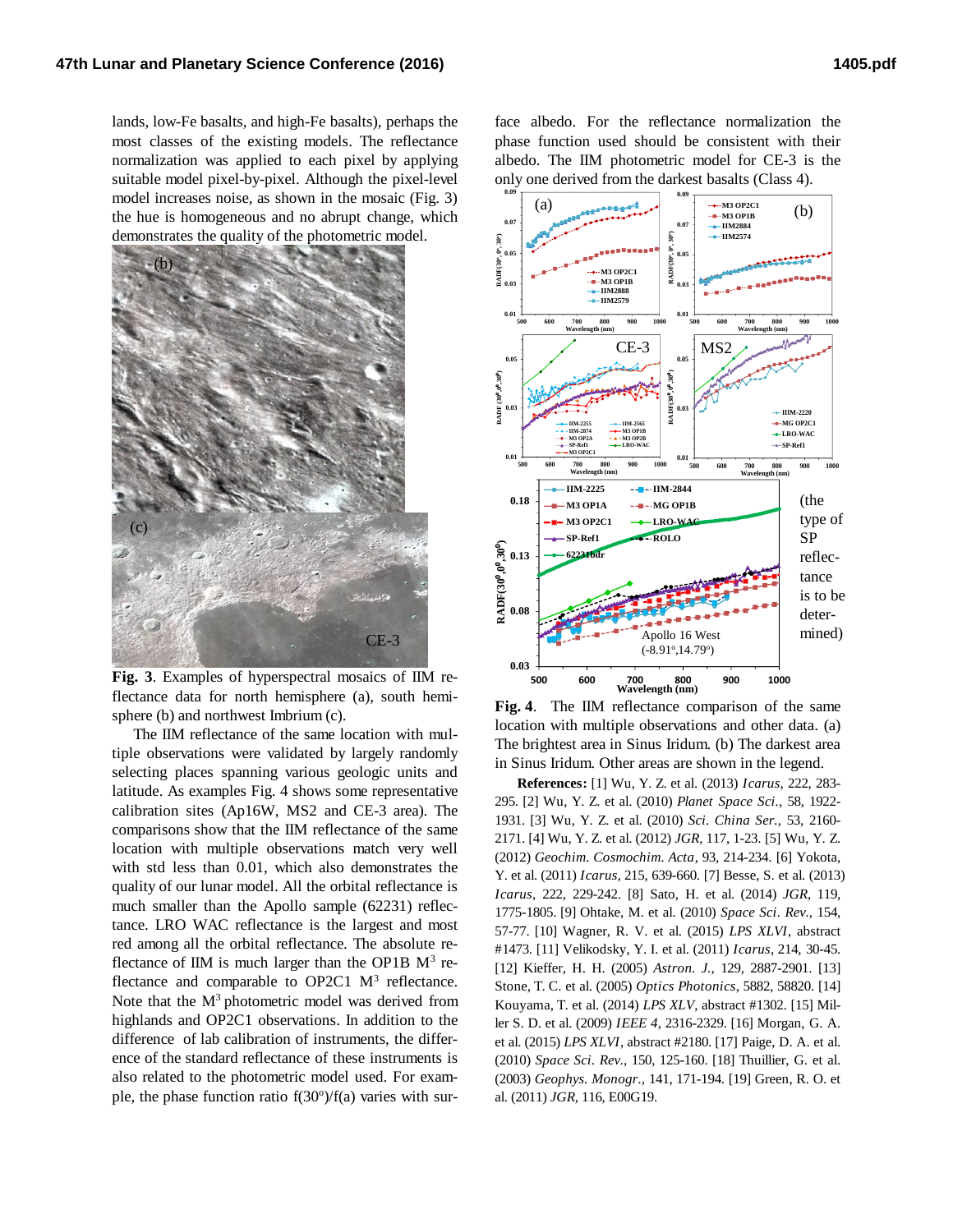lands, low-Fe basalts, and high-Fe basalts), perhaps the most classes of the existing models. The reflectance normalization was applied to each pixel by applying suitable model pixel-by-pixel. Although the pixel-level model increases noise, as shown in the mosaic (Fig. 3) the hue is homogeneous and no abrupt change, which demonstrates the quality of the photometric model.

(b)

(c)

CE-3

**Fig. 3**. Examples of hyperspectral mosaics of IIM reflectance data for north hemisphere (a), south hemisphere (b) and northwest Imbrium (c).

The IIM reflectance of the same location with multiple observations were validated by largely randomly selecting places spanning various geologic units and latitude. As examples Fig. 4 shows some representative calibration sites (Ap16W, MS2 and CE-3 area). The comparisons show that the IIM reflectance of the same location with multiple observations match very well with std less than 0.01, which also demonstrates the quality of our lunar model. All the orbital reflectance is much smaller than the Apollo sample (62231) reflectance. LRO WAC reflectance is the largest and most red among all the orbital reflectance. The absolute reflectance of IIM is much larger than the OP1B $M^3$ reflectance and comparable to OP2C1 $M^3$ reflectance. Note that the $M^3$ photometric model was derived from highlands and OP2C1 observations. In addition to the difference of lab calibration of instruments, the difference of the standard reflectance of these instruments is also related to the photometric model used. For example, the phase function ratio $f(30^o)/f(a)$ varies with surface albedo. For the reflectance normalization the phase function used should be consistent with their albedo. The IIM photometric model for CE-3 is the only one derived from the darkest basalts (Class 4).

(a)
M3 OP2C1
M3 OP1B
IIM2888
IIM2579
RADF(30°, 0°, 30°)
Wavelength (nm)

(b)
M3 OP2C1
M3 OP1B
IIM2884
IIM2574

CE-3
IIM-2255
IIM-2874
M3 OP2A
SP-Refl
M3 OP2C1
IIM-2565
M3 OP1B
M3 OP2B
LRO-WAC

MS2
IIM-2220
MG OP2C1
LRO-WAC
SP-Refl

IIM-2225
IIM-2844
M3 OP1A
MG OP1B
M3 OP2C1
LRO-WAC
SP-Refl
ROLO
62231bdr
RADF(30°,0°,30°)
Apollo 16 West
(-8.91°,14.79°)
Wavelength (nm)

(the type of SP reflectance is to be determined)

**Fig. 4**. The IIM reflectance comparison of the same location with multiple observations and other data. (a) The brightest area in Sinus Iridum. (b) The darkest area in Sinus Iridum. Other areas are shown in the legend.

**References:** [1] Wu, Y. Z. et al. (2013) *Icarus*, 222, 283-295. [2] Wu, Y. Z. et al. (2010) *Planet Space Sci.*, 58, 1922-1931. [3] Wu, Y. Z. et al. (2010) *Sci. China Ser.*, 53, 2160-2171. [4] Wu, Y. Z. et al. (2012) *JGR*, 117, 1-23. [5] Wu, Y. Z. (2012) *Geochim. Cosmochim. Acta*, 93, 214-234. [6] Yokota, Y. et al. (2011) *Icarus*, 215, 639-660. [7] Besse, S. et al. (2013) *Icarus*, 222, 229-242. [8] Sato, H. et al. (2014) *JGR*, 119, 1775-1805. [9] Ohtake, M. et al. (2010) *Space Sci. Rev.*, 154, 57-77. [10] Wagner, R. V. et al. (2015) *LPS XLVI*, abstract #1473. [11] Velikodsky, Y. I. et al. (2011) *Icarus*, 214, 30-45. [12] Kieffer, H. H. (2005) *Astron. J.*, 129, 2887-2901. [13] Stone, T. C. et al. (2005) *Optics Photonics*, 5882, 58820. [14] Kouyama, T. et al. (2014) *LPS XLV*, abstract #1302. [15] Miller S. D. et al. (2009) *IEEE 4*, 2316-2329. [16] Morgan, G. A. et al. (2015) *LPS XLVI*, abstract #2180. [17] Paige, D. A. et al. (2010) *Space Sci. Rev.*, 150, 125-160. [18] Thuillier, G. et al. (2003) *Geophys. Monogr.*, 141, 171-194. [19] Green, R. O. et al. (2011) *JGR*, 116, E00G19.